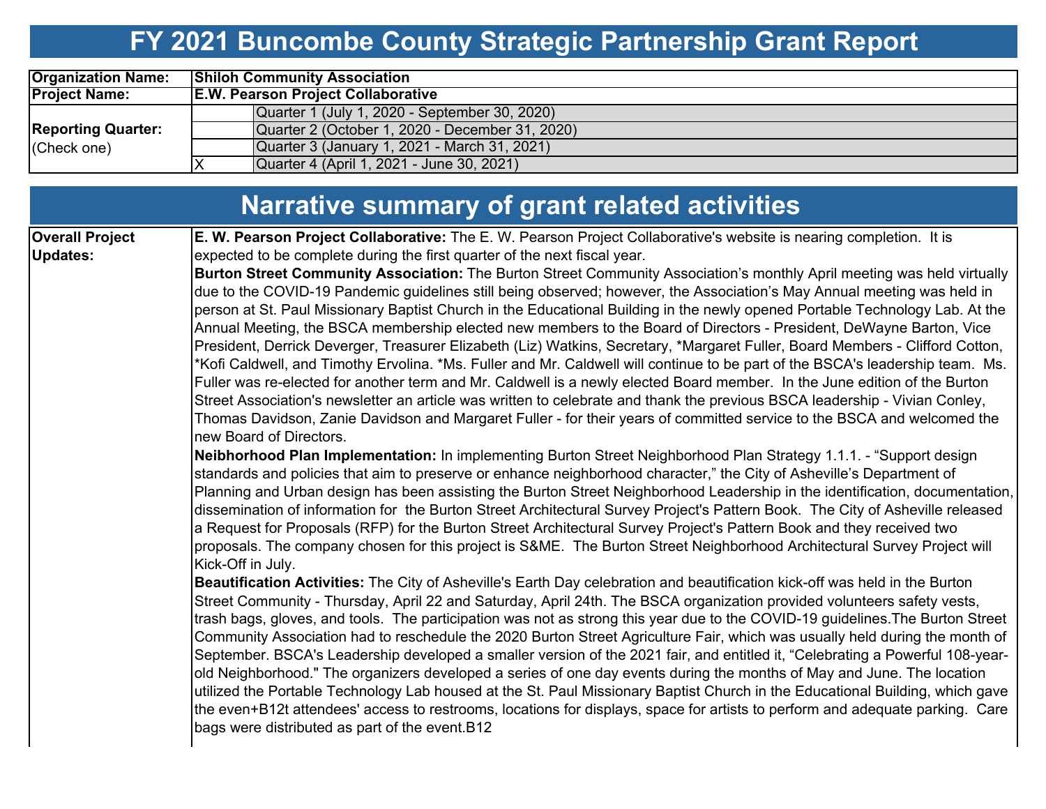# FY 2021 Buncombe County Strategic Partnership Grant Report

| | | |
|---|---|---|
| **Organization Name:** | **Shiloh Community Association** | |
| **Project Name:** | **E.W. Pearson Project Collaborative** | |
| **Reporting Quarter:** (Check one) | | Quarter 1 (July 1, 2020 - September 30, 2020) |
| | | Quarter 2 (October 1, 2020 - December 31, 2020) |
| | | Quarter 3 (January 1, 2021 - March 31, 2021) |
| | X | Quarter 4 (April 1, 2021 - June 30, 2021) |

## Narrative summary of grant related activities

**Overall Project Updates:**

**E. W. Pearson Project Collaborative:** The E. W. Pearson Project Collaborative's website is nearing completion. It is expected to be complete during the first quarter of the next fiscal year.

**Burton Street Community Association:** The Burton Street Community Association's monthly April meeting was held virtually due to the COVID-19 Pandemic guidelines still being observed; however, the Association's May Annual meeting was held in person at St. Paul Missionary Baptist Church in the Educational Building in the newly opened Portable Technology Lab. At the Annual Meeting, the BSCA membership elected new members to the Board of Directors - President, DeWayne Barton, Vice President, Derrick Deverger, Treasurer Elizabeth (Liz) Watkins, Secretary, *Margaret Fuller, Board Members - Clifford Cotton, *Kofi Caldwell, and Timothy Ervolina. *Ms. Fuller and Mr. Caldwell will continue to be part of the BSCA's leadership team. Ms. Fuller was re-elected for another term and Mr. Caldwell is a newly elected Board member. In the June edition of the Burton Street Association's newsletter an article was written to celebrate and thank the previous BSCA leadership - Vivian Conley, Thomas Davidson, Zanie Davidson and Margaret Fuller - for their years of committed service to the BSCA and welcomed the new Board of Directors.

**Neibhorhood Plan Implementation:** In implementing Burton Street Neighborhood Plan Strategy 1.1.1. - "Support design standards and policies that aim to preserve or enhance neighborhood character," the City of Asheville's Department of Planning and Urban design has been assisting the Burton Street Neighborhood Leadership in the identification, documentation, dissemination of information for the Burton Street Architectural Survey Project's Pattern Book. The City of Asheville released a Request for Proposals (RFP) for the Burton Street Architectural Survey Project's Pattern Book and they received two proposals. The company chosen for this project is S&ME. The Burton Street Neighborhood Architectural Survey Project will Kick-Off in July.

**Beautification Activities:** The City of Asheville's Earth Day celebration and beautification kick-off was held in the Burton Street Community - Thursday, April 22 and Saturday, April 24th. The BSCA organization provided volunteers safety vests, trash bags, gloves, and tools. The participation was not as strong this year due to the COVID-19 guidelines.The Burton Street Community Association had to reschedule the 2020 Burton Street Agriculture Fair, which was usually held during the month of September. BSCA's Leadership developed a smaller version of the 2021 fair, and entitled it, "Celebrating a Powerful 108-year-old Neighborhood." The organizers developed a series of one day events during the months of May and June. The location utilized the Portable Technology Lab housed at the St. Paul Missionary Baptist Church in the Educational Building, which gave the even+B12t attendees' access to restrooms, locations for displays, space for artists to perform and adequate parking. Care bags were distributed as part of the event.B12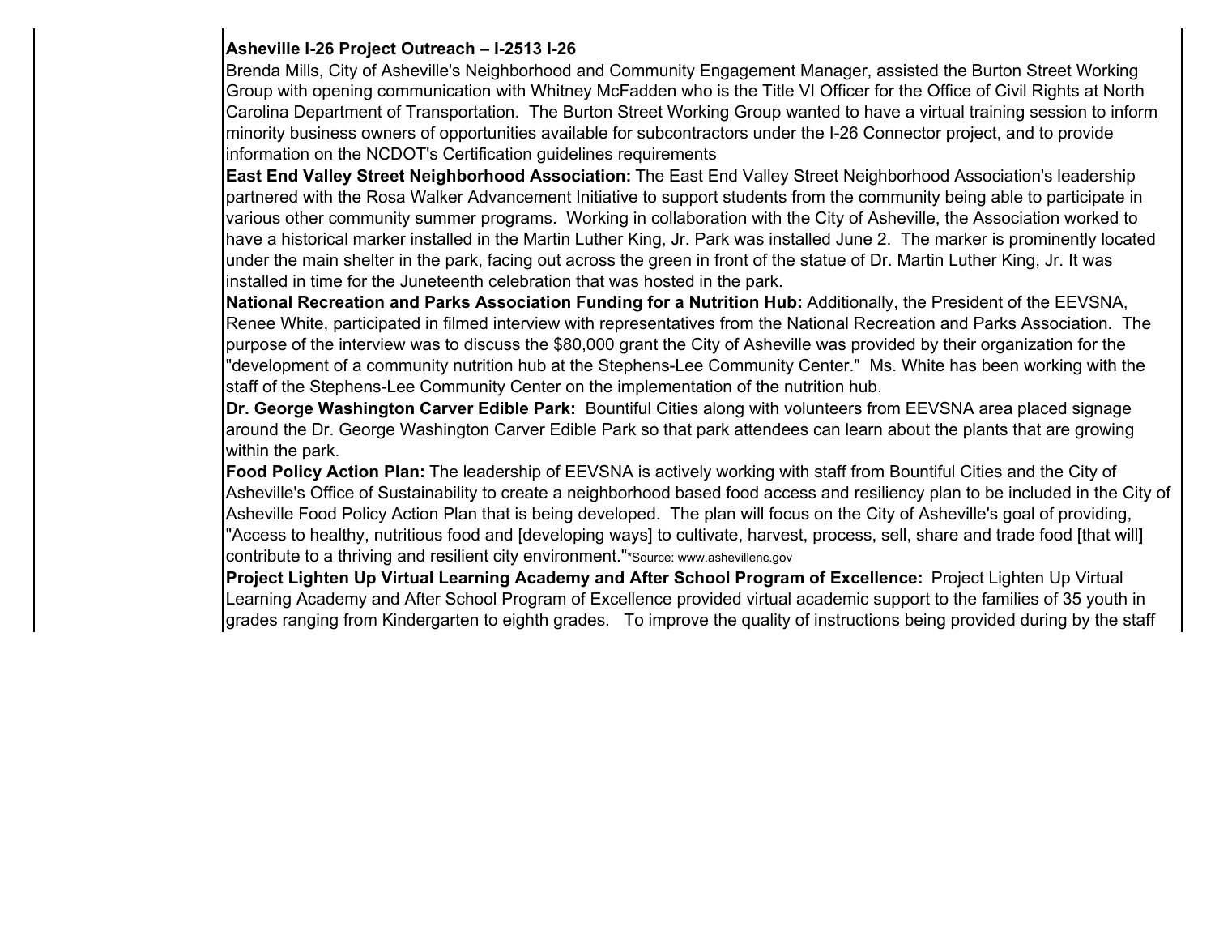**Asheville I-26 Project Outreach – I-2513 I-26**
Brenda Mills, City of Asheville's Neighborhood and Community Engagement Manager, assisted the Burton Street Working Group with opening communication with Whitney McFadden who is the Title VI Officer for the Office of Civil Rights at North Carolina Department of Transportation. The Burton Street Working Group wanted to have a virtual training session to inform minority business owners of opportunities available for subcontractors under the I-26 Connector project, and to provide information on the NCDOT's Certification guidelines requirements

**East End Valley Street Neighborhood Association:** The East End Valley Street Neighborhood Association's leadership partnered with the Rosa Walker Advancement Initiative to support students from the community being able to participate in various other community summer programs. Working in collaboration with the City of Asheville, the Association worked to have a historical marker installed in the Martin Luther King, Jr. Park was installed June 2. The marker is prominently located under the main shelter in the park, facing out across the green in front of the statue of Dr. Martin Luther King, Jr. It was installed in time for the Juneteenth celebration that was hosted in the park.

**National Recreation and Parks Association Funding for a Nutrition Hub:** Additionally, the President of the EEVSNA, Renee White, participated in filmed interview with representatives from the National Recreation and Parks Association. The purpose of the interview was to discuss the $80,000 grant the City of Asheville was provided by their organization for the "development of a community nutrition hub at the Stephens-Lee Community Center." Ms. White has been working with the staff of the Stephens-Lee Community Center on the implementation of the nutrition hub.

**Dr. George Washington Carver Edible Park:** Bountiful Cities along with volunteers from EEVSNA area placed signage around the Dr. George Washington Carver Edible Park so that park attendees can learn about the plants that are growing within the park.

**Food Policy Action Plan:** The leadership of EEVSNA is actively working with staff from Bountiful Cities and the City of Asheville's Office of Sustainability to create a neighborhood based food access and resiliency plan to be included in the City of Asheville Food Policy Action Plan that is being developed. The plan will focus on the City of Asheville's goal of providing, "Access to healthy, nutritious food and [developing ways] to cultivate, harvest, process, sell, share and trade food [that will] contribute to a thriving and resilient city environment."*Source: www.ashevillenc.gov

**Project Lighten Up Virtual Learning Academy and After School Program of Excellence:** Project Lighten Up Virtual Learning Academy and After School Program of Excellence provided virtual academic support to the families of 35 youth in grades ranging from Kindergarten to eighth grades. To improve the quality of instructions being provided during by the staff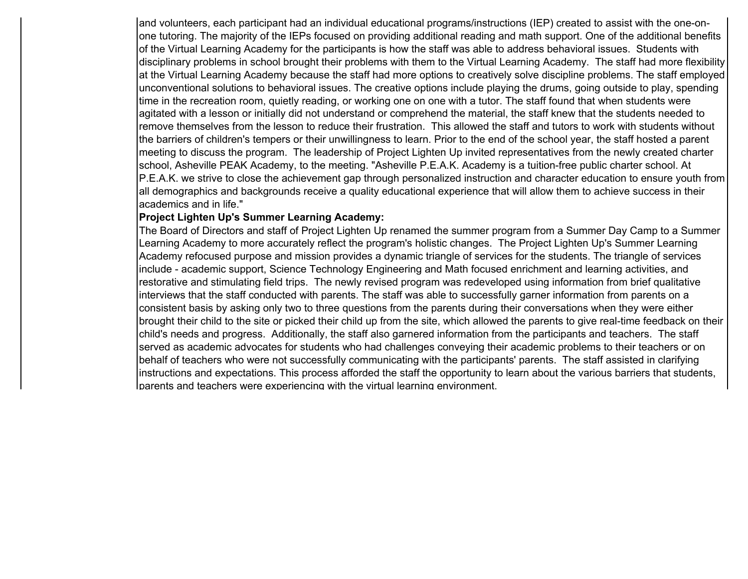and volunteers, each participant had an individual educational programs/instructions (IEP) created to assist with the one-on-one tutoring. The majority of the IEPs focused on providing additional reading and math support. One of the additional benefits of the Virtual Learning Academy for the participants is how the staff was able to address behavioral issues. Students with disciplinary problems in school brought their problems with them to the Virtual Learning Academy. The staff had more flexibility at the Virtual Learning Academy because the staff had more options to creatively solve discipline problems. The staff employed unconventional solutions to behavioral issues. The creative options include playing the drums, going outside to play, spending time in the recreation room, quietly reading, or working one on one with a tutor. The staff found that when students were agitated with a lesson or initially did not understand or comprehend the material, the staff knew that the students needed to remove themselves from the lesson to reduce their frustration. This allowed the staff and tutors to work with students without the barriers of children's tempers or their unwillingness to learn. Prior to the end of the school year, the staff hosted a parent meeting to discuss the program. The leadership of Project Lighten Up invited representatives from the newly created charter school, Asheville PEAK Academy, to the meeting. "Asheville P.E.A.K. Academy is a tuition-free public charter school. At P.E.A.K. we strive to close the achievement gap through personalized instruction and character education to ensure youth from all demographics and backgrounds receive a quality educational experience that will allow them to achieve success in their academics and in life."

**Project Lighten Up's Summer Learning Academy:**

The Board of Directors and staff of Project Lighten Up renamed the summer program from a Summer Day Camp to a Summer Learning Academy to more accurately reflect the program's holistic changes. The Project Lighten Up's Summer Learning Academy refocused purpose and mission provides a dynamic triangle of services for the students. The triangle of services include - academic support, Science Technology Engineering and Math focused enrichment and learning activities, and restorative and stimulating field trips. The newly revised program was redeveloped using information from brief qualitative interviews that the staff conducted with parents. The staff was able to successfully garner information from parents on a consistent basis by asking only two to three questions from the parents during their conversations when they were either brought their child to the site or picked their child up from the site, which allowed the parents to give real-time feedback on their child's needs and progress. Additionally, the staff also garnered information from the participants and teachers. The staff served as academic advocates for students who had challenges conveying their academic problems to their teachers or on behalf of teachers who were not successfully communicating with the participants' parents. The staff assisted in clarifying instructions and expectations. This process afforded the staff the opportunity to learn about the various barriers that students, parents and teachers were experiencing with the virtual learning environment.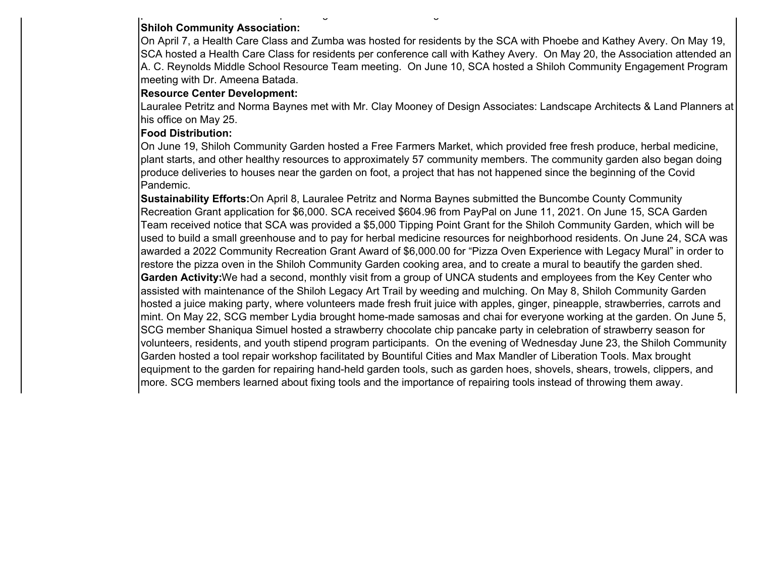**Shiloh Community Association:**

On April 7, a Health Care Class and Zumba was hosted for residents by the SCA with Phoebe and Kathey Avery. On May 19, SCA hosted a Health Care Class for residents per conference call with Kathey Avery. On May 20, the Association attended an A. C. Reynolds Middle School Resource Team meeting. On June 10, SCA hosted a Shiloh Community Engagement Program meeting with Dr. Ameena Batada.

**Resource Center Development:**

Lauralee Petritz and Norma Baynes met with Mr. Clay Mooney of Design Associates: Landscape Architects & Land Planners at his office on May 25.

**Food Distribution:**

On June 19, Shiloh Community Garden hosted a Free Farmers Market, which provided free fresh produce, herbal medicine, plant starts, and other healthy resources to approximately 57 community members. The community garden also began doing produce deliveries to houses near the garden on foot, a project that has not happened since the beginning of the Covid Pandemic.

**Sustainability Efforts:** On April 8, Lauralee Petritz and Norma Baynes submitted the Buncombe County Community Recreation Grant application for $6,000. SCA received $604.96 from PayPal on June 11, 2021. On June 15, SCA Garden Team received notice that SCA was provided a $5,000 Tipping Point Grant for the Shiloh Community Garden, which will be used to build a small greenhouse and to pay for herbal medicine resources for neighborhood residents. On June 24, SCA was awarded a 2022 Community Recreation Grant Award of $6,000.00 for "Pizza Oven Experience with Legacy Mural" in order to restore the pizza oven in the Shiloh Community Garden cooking area, and to create a mural to beautify the garden shed.

**Garden Activity:** We had a second, monthly visit from a group of UNCA students and employees from the Key Center who assisted with maintenance of the Shiloh Legacy Art Trail by weeding and mulching. On May 8, Shiloh Community Garden hosted a juice making party, where volunteers made fresh fruit juice with apples, ginger, pineapple, strawberries, carrots and mint. On May 22, SCG member Lydia brought home-made samosas and chai for everyone working at the garden. On June 5, SCG member Shaniqua Simuel hosted a strawberry chocolate chip pancake party in celebration of strawberry season for volunteers, residents, and youth stipend program participants. On the evening of Wednesday June 23, the Shiloh Community Garden hosted a tool repair workshop facilitated by Bountiful Cities and Max Mandler of Liberation Tools. Max brought equipment to the garden for repairing hand-held garden tools, such as garden hoes, shovels, shears, trowels, clippers, and more. SCG members learned about fixing tools and the importance of repairing tools instead of throwing them away.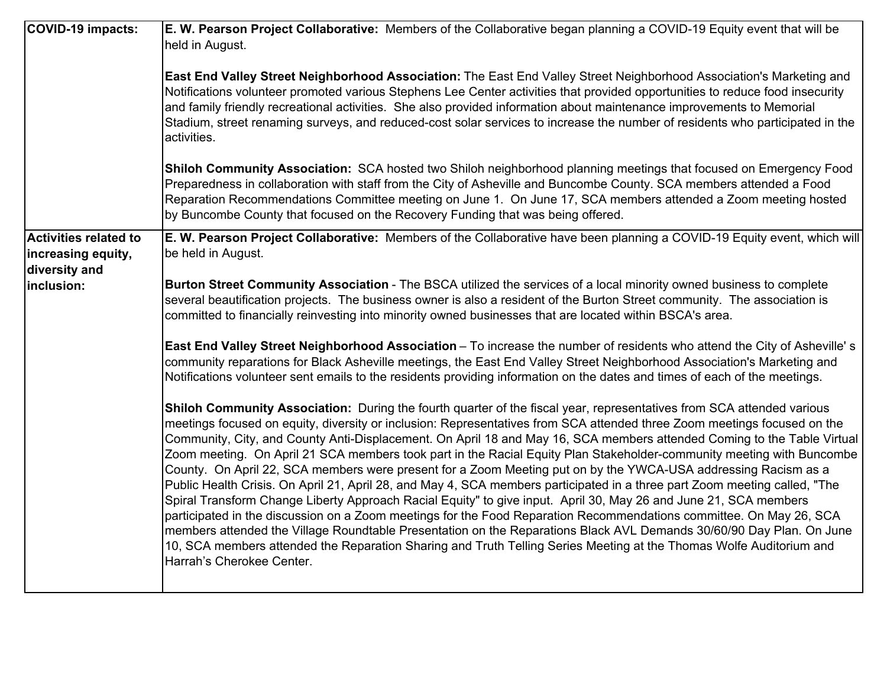| | |
|---|---|
| **COVID-19 impacts:** | **E. W. Pearson Project Collaborative:** Members of the Collaborative began planning a COVID-19 Equity event that will be held in August.<br><br>**East End Valley Street Neighborhood Association:** The East End Valley Street Neighborhood Association's Marketing and Notifications volunteer promoted various Stephens Lee Center activities that provided opportunities to reduce food insecurity and family friendly recreational activities. She also provided information about maintenance improvements to Memorial Stadium, street renaming surveys, and reduced-cost solar services to increase the number of residents who participated in the activities.<br><br>**Shiloh Community Association:** SCA hosted two Shiloh neighborhood planning meetings that focused on Emergency Food Preparedness in collaboration with staff from the City of Asheville and Buncombe County. SCA members attended a Food Reparation Recommendations Committee meeting on June 1. On June 17, SCA members attended a Zoom meeting hosted by Buncombe County that focused on the Recovery Funding that was being offered. |
| **Activities related to increasing equity, diversity and inclusion:** | **E. W. Pearson Project Collaborative:** Members of the Collaborative have been planning a COVID-19 Equity event, which will be held in August.<br><br>**Burton Street Community Association** - The BSCA utilized the services of a local minority owned business to complete several beautification projects. The business owner is also a resident of the Burton Street community. The association is committed to financially reinvesting into minority owned businesses that are located within BSCA's area.<br><br>**East End Valley Street Neighborhood Association** – To increase the number of residents who attend the City of Asheville' s community reparations for Black Asheville meetings, the East End Valley Street Neighborhood Association's Marketing and Notifications volunteer sent emails to the residents providing information on the dates and times of each of the meetings.<br><br>**Shiloh Community Association:** During the fourth quarter of the fiscal year, representatives from SCA attended various meetings focused on equity, diversity or inclusion: Representatives from SCA attended three Zoom meetings focused on the Community, City, and County Anti-Displacement. On April 18 and May 16, SCA members attended Coming to the Table Virtual Zoom meeting. On April 21 SCA members took part in the Racial Equity Plan Stakeholder-community meeting with Buncombe County. On April 22, SCA members were present for a Zoom Meeting put on by the YWCA-USA addressing Racism as a Public Health Crisis. On April 21, April 28, and May 4, SCA members participated in a three part Zoom meeting called, "The Spiral Transform Change Liberty Approach Racial Equity" to give input. April 30, May 26 and June 21, SCA members participated in the discussion on a Zoom meetings for the Food Reparation Recommendations committee. On May 26, SCA members attended the Village Roundtable Presentation on the Reparations Black AVL Demands 30/60/90 Day Plan. On June 10, SCA members attended the Reparation Sharing and Truth Telling Series Meeting at the Thomas Wolfe Auditorium and Harrah's Cherokee Center. |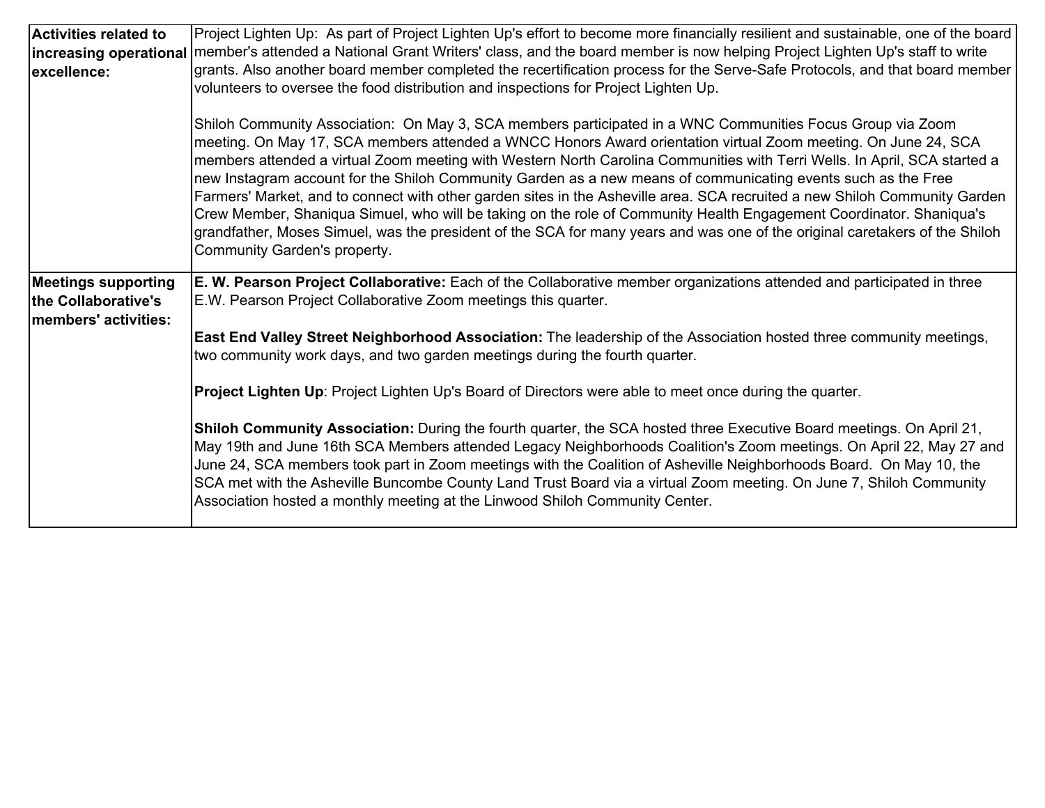| | |
|---|---|
| **Activities related to increasing operational excellence:** | Project Lighten Up: As part of Project Lighten Up's effort to become more financially resilient and sustainable, one of the board member's attended a National Grant Writers' class, and the board member is now helping Project Lighten Up's staff to write grants. Also another board member completed the recertification process for the Serve-Safe Protocols, and that board member volunteers to oversee the food distribution and inspections for Project Lighten Up.<br><br>Shiloh Community Association: On May 3, SCA members participated in a WNC Communities Focus Group via Zoom meeting. On May 17, SCA members attended a WNCC Honors Award orientation virtual Zoom meeting. On June 24, SCA members attended a virtual Zoom meeting with Western North Carolina Communities with Terri Wells. In April, SCA started a new Instagram account for the Shiloh Community Garden as a new means of communicating events such as the Free Farmers' Market, and to connect with other garden sites in the Asheville area. SCA recruited a new Shiloh Community Garden Crew Member, Shaniqua Simuel, who will be taking on the role of Community Health Engagement Coordinator. Shaniqua's grandfather, Moses Simuel, was the president of the SCA for many years and was one of the original caretakers of the Shiloh Community Garden's property. |
| **Meetings supporting the Collaborative's members' activities:** | **E. W. Pearson Project Collaborative:** Each of the Collaborative member organizations attended and participated in three E.W. Pearson Project Collaborative Zoom meetings this quarter.<br><br>**East End Valley Street Neighborhood Association:** The leadership of the Association hosted three community meetings, two community work days, and two garden meetings during the fourth quarter.<br><br>**Project Lighten Up**: Project Lighten Up's Board of Directors were able to meet once during the quarter.<br><br>**Shiloh Community Association:** During the fourth quarter, the SCA hosted three Executive Board meetings. On April 21, May 19th and June 16th SCA Members attended Legacy Neighborhoods Coalition's Zoom meetings. On April 22, May 27 and June 24, SCA members took part in Zoom meetings with the Coalition of Asheville Neighborhoods Board. On May 10, the SCA met with the Asheville Buncombe County Land Trust Board via a virtual Zoom meeting. On June 7, Shiloh Community Association hosted a monthly meeting at the Linwood Shiloh Community Center. |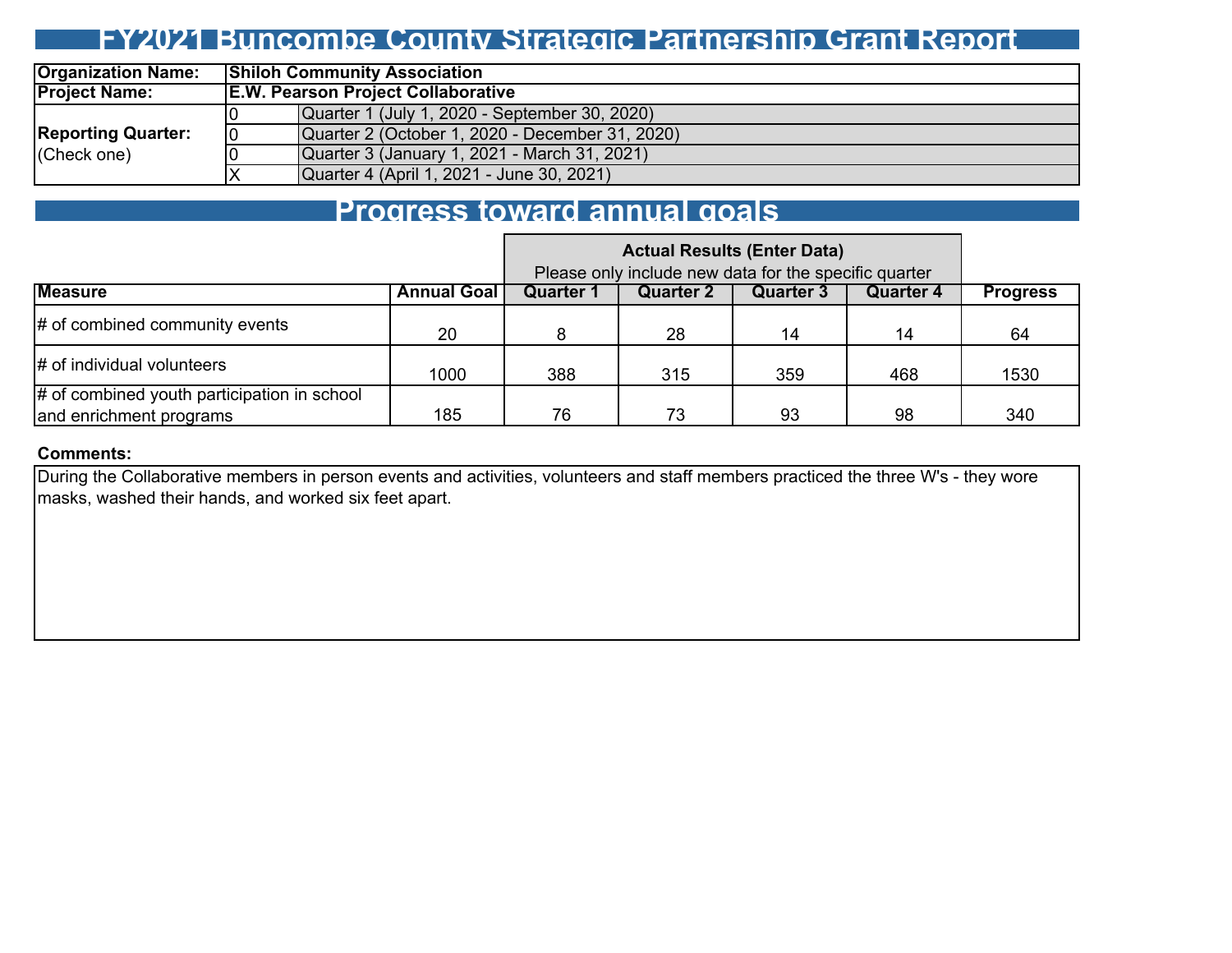# FY2021 Buncombe County Strategic Partnership Grant Report

| Organization Name: | Shiloh Community Association | |
|---|---|---|
| Project Name: | E.W. Pearson Project Collaborative | |
| Reporting Quarter: (Check one) | 0 | Quarter 1 (July 1, 2020 - September 30, 2020) |
| | 0 | Quarter 2 (October 1, 2020 - December 31, 2020) |
| | 0 | Quarter 3 (January 1, 2021 - March 31, 2021) |
| | X | Quarter 4 (April 1, 2021 - June 30, 2021) |

## Progress toward annual goals

| | | Actual Results (Enter Data) Please only include new data for the specific quarter | | | | |
|---|---|---|---|---|---|---|
| **Measure** | **Annual Goal** | **Quarter 1** | **Quarter 2** | **Quarter 3** | **Quarter 4** | **Progress** |
| # of combined community events | 20 | 8 | 28 | 14 | 14 | 64 |
| # of individual volunteers | 1000 | 388 | 315 | 359 | 468 | 1530 |
| # of combined youth participation in school and enrichment programs | 185 | 76 | 73 | 93 | 98 | 340 |

**Comments:**

During the Collaborative members in person events and activities, volunteers and staff members practiced the three W's - they wore masks, washed their hands, and worked six feet apart.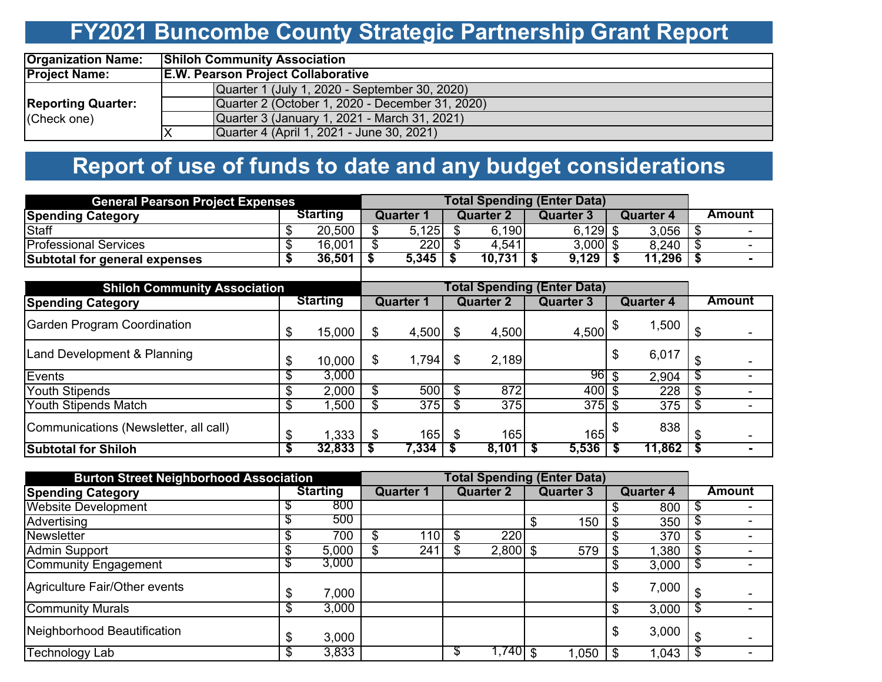# FY2021 Buncombe County Strategic Partnership Grant Report

| | | |
|---|---|---|
| **Organization Name:** | **Shiloh Community Association** | |
| **Project Name:** | **E.W. Pearson Project Collaborative** | |
| **Reporting Quarter:** (Check one) | | Quarter 1 (July 1, 2020 - September 30, 2020) |
| | | Quarter 2 (October 1, 2020 - December 31, 2020) |
| | | Quarter 3 (January 1, 2021 - March 31, 2021) |
| | X | Quarter 4 (April 1, 2021 - June 30, 2021) |

# Report of use of funds to date and any budget considerations

| **General Pearson Project Expenses** | | Total Spending (Enter Data) | | | | |
|---|---|---|---|---|---|---|
| **Spending Category** | **Starting** | **Quarter 1** | **Quarter 2** | **Quarter 3** | **Quarter 4** | **Amount** |
| Staff | $ 20,500 | $ 5,125 | $ 6,190 | 6,129 | $ 3,056 | $ - |
| Professional Services | $ 16,001 | $ 220 | $ 4,541 | 3,000 | $ 8,240 | $ - |
| **Subtotal for general expenses** | **$ 36,501** | **$ 5,345** | **$ 10,731** | **$ 9,129** | **$ 11,296** | **$ -** |

| **Shiloh Community Association** | | Total Spending (Enter Data) | | | | |
|---|---|---|---|---|---|---|
| **Spending Category** | **Starting** | **Quarter 1** | **Quarter 2** | **Quarter 3** | **Quarter 4** | **Amount** |
| Garden Program Coordination | $ 15,000 | $ 4,500 | $ 4,500 | 4,500 | $ 1,500 | $ - |
| Land Development & Planning | $ 10,000 | $ 1,794 | $ 2,189 | | $ 6,017 | $ - |
| Events | $ 3,000 | | | 96 | $ 2,904 | $ - |
| Youth Stipends | $ 2,000 | $ 500 | $ 872 | 400 | $ 228 | $ - |
| Youth Stipends Match | $ 1,500 | $ 375 | $ 375 | 375 | $ 375 | $ - |
| Communications (Newsletter, all call) | $ 1,333 | $ 165 | $ 165 | 165 | $ 838 | $ - |
| **Subtotal for Shiloh** | **$ 32,833** | **$ 7,334** | **$ 8,101** | **$ 5,536** | **$ 11,862** | **$ -** |

| **Burton Street Neighborhood Association** | | Total Spending (Enter Data) | | | | |
|---|---|---|---|---|---|---|
| **Spending Category** | **Starting** | **Quarter 1** | **Quarter 2** | **Quarter 3** | **Quarter 4** | **Amount** |
| Website Development | $ 800 | | | | $ 800 | $ - |
| Advertising | $ 500 | | | $ 150 | $ 350 | $ - |
| Newsletter | $ 700 | $ 110 | $ 220 | | $ 370 | $ - |
| Admin Support | $ 5,000 | $ 241 | $ 2,800 | $ 579 | $ 1,380 | $ - |
| Community Engagement | $ 3,000 | | | | $ 3,000 | $ - |
| Agriculture Fair/Other events | $ 7,000 | | | | $ 7,000 | $ - |
| Community Murals | $ 3,000 | | | | $ 3,000 | $ - |
| Neighborhood Beautification | $ 3,000 | | | | $ 3,000 | $ - |
| Technology Lab | $ 3,833 | | $ 1,740 | $ 1,050 | $ 1,043 | $ - |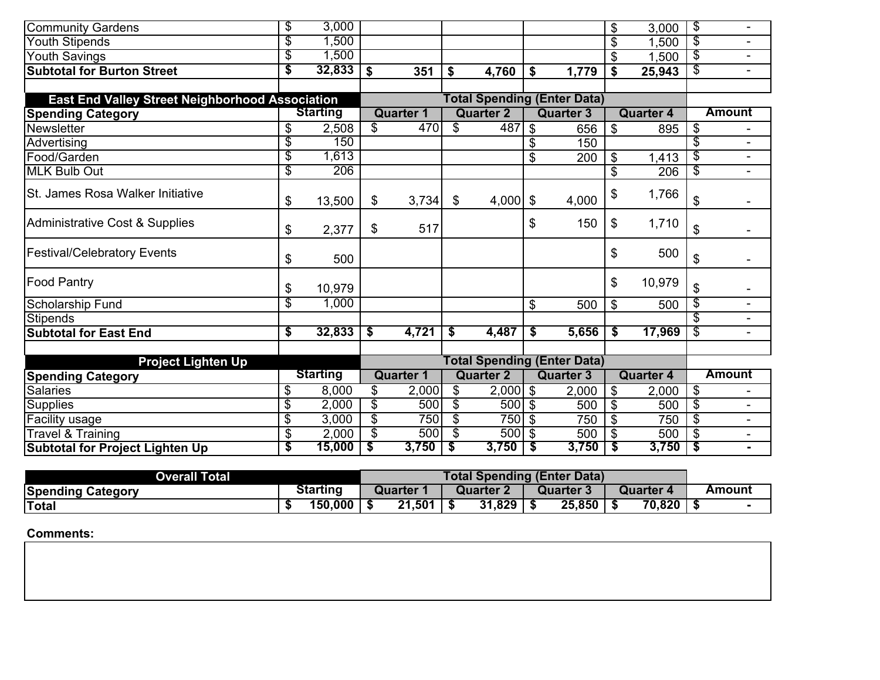| | | | | | | |
|---|---|---|---|---|---|---|
| Community Gardens | $ 3,000 | | | | $ 3,000 | $ - |
| Youth Stipends | $ 1,500 | | | | $ 1,500 | $ - |
| Youth Savings | $ 1,500 | | | | $ 1,500 | $ - |
| **Subtotal for Burton Street** | **$ 32,833** | **$ 351** | **$ 4,760** | **$ 1,779** | **$ 25,943** | $ - |

| **East End Valley Street Neighborhood Association** | | **Total Spending (Enter Data)** | | | | |
|---|---|---|---|---|---|---|
| **Spending Category** | **Starting** | **Quarter 1** | **Quarter 2** | **Quarter 3** | **Quarter 4** | **Amount** |
| Newsletter | $ 2,508 | $ 470 | $ 487 | $ 656 | $ 895 | $ - |
| Advertising | $ 150 | | | $ 150 | | $ - |
| Food/Garden | $ 1,613 | | | $ 200 | $ 1,413 | $ - |
| MLK Bulb Out | $ 206 | | | | $ 206 | $ - |
| St. James Rosa Walker Initiative | $ 13,500 | $ 3,734 | $ 4,000 | $ 4,000 | $ 1,766 | $ - |
| Administrative Cost & Supplies | $ 2,377 | $ 517 | | $ 150 | $ 1,710 | $ - |
| Festival/Celebratory Events | $ 500 | | | | $ 500 | $ - |
| Food Pantry | $ 10,979 | | | | $ 10,979 | $ - |
| Scholarship Fund | $ 1,000 | | | $ 500 | $ 500 | $ - |
| Stipends | | | | | | $ - |
| **Subtotal for East End** | **$ 32,833** | **$ 4,721** | **$ 4,487** | **$ 5,656** | **$ 17,969** | $ - |

| **Project Lighten Up** | | **Total Spending (Enter Data)** | | | | |
|---|---|---|---|---|---|---|
| **Spending Category** | **Starting** | **Quarter 1** | **Quarter 2** | **Quarter 3** | **Quarter 4** | **Amount** |
| Salaries | $ 8,000 | $ 2,000 | $ 2,000 | $ 2,000 | $ 2,000 | $ - |
| Supplies | $ 2,000 | $ 500 | $ 500 | $ 500 | $ 500 | $ - |
| Facility usage | $ 3,000 | $ 750 | $ 750 | $ 750 | $ 750 | $ - |
| Travel & Training | $ 2,000 | $ 500 | $ 500 | $ 500 | $ 500 | $ - |
| **Subtotal for Project Lighten Up** | **$ 15,000** | **$ 3,750** | **$ 3,750** | **$ 3,750** | **$ 3,750** | **$ -** |

| **Overall Total** | | **Total Spending (Enter Data)** | | | | |
|---|---|---|---|---|---|---|
| **Spending Category** | **Starting** | **Quarter 1** | **Quarter 2** | **Quarter 3** | **Quarter 4** | **Amount** |
| **Total** | **$ 150,000** | **$ 21,501** | **$ 31,829** | **$ 25,850** | **$ 70,820** | **$ -** |

**Comments:**